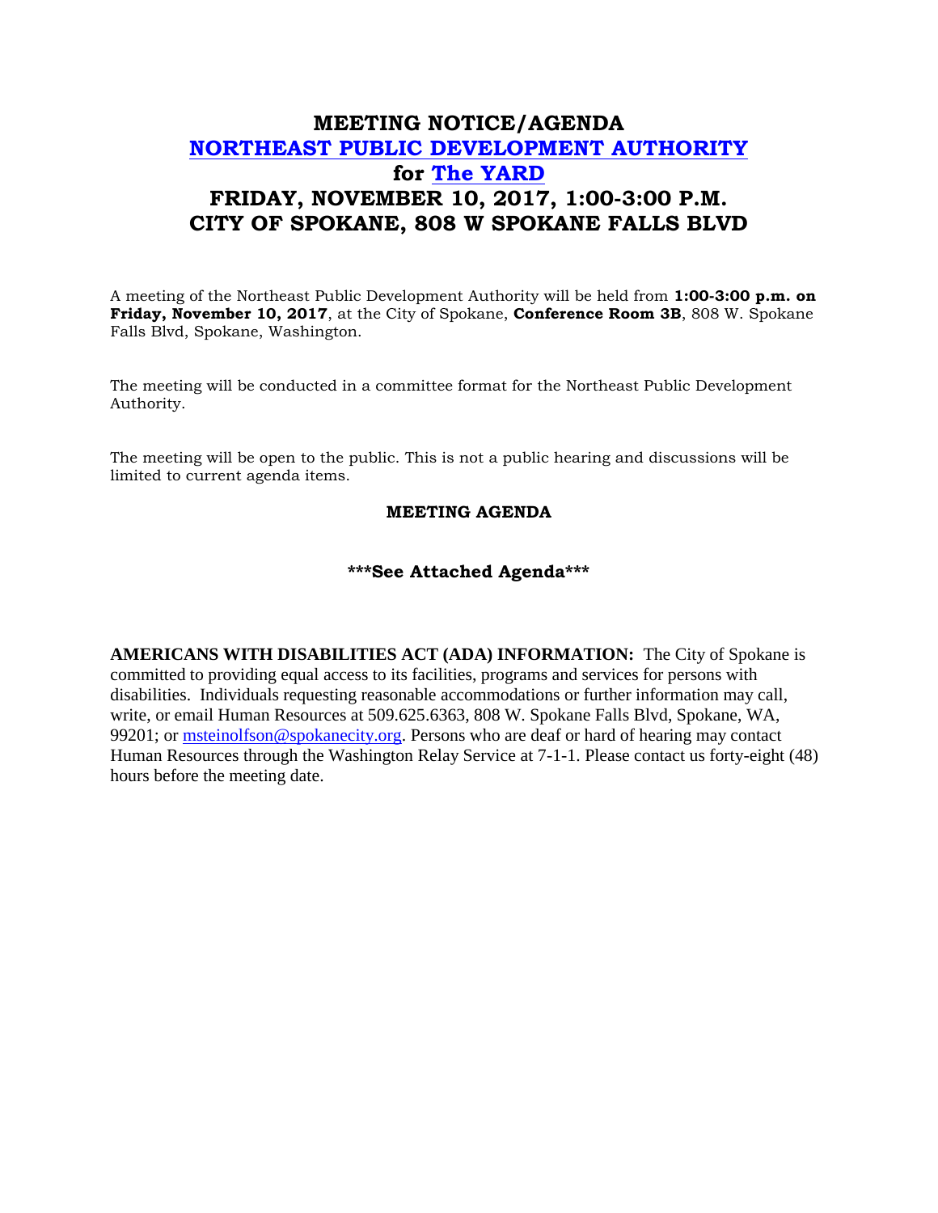# MEETING NOTICE/AGENDA
# [NORTHEAST PUBLIC DEVELOPMENT AUTHORITY]
# for [The YARD]
# FRIDAY, NOVEMBER 10, 2017, 1:00-3:00 P.M.
# CITY OF SPOKANE, 808 W SPOKANE FALLS BLVD

A meeting of the Northeast Public Development Authority will be held from **1:00-3:00 p.m. on Friday, November 10, 2017**, at the City of Spokane, **Conference Room 3B**, 808 W. Spokane Falls Blvd, Spokane, Washington.

The meeting will be conducted in a committee format for the Northeast Public Development Authority.

The meeting will be open to the public. This is not a public hearing and discussions will be limited to current agenda items.

**MEETING AGENDA**

**\*\*\*See Attached Agenda\*\*\***

**AMERICANS WITH DISABILITIES ACT (ADA) INFORMATION:** The City of Spokane is committed to providing equal access to its facilities, programs and services for persons with disabilities. Individuals requesting reasonable accommodations or further information may call, write, or email Human Resources at 509.625.6363, 808 W. Spokane Falls Blvd, Spokane, WA, 99201; or msteinolfson@spokanecity.org. Persons who are deaf or hard of hearing may contact Human Resources through the Washington Relay Service at 7-1-1. Please contact us forty-eight (48) hours before the meeting date.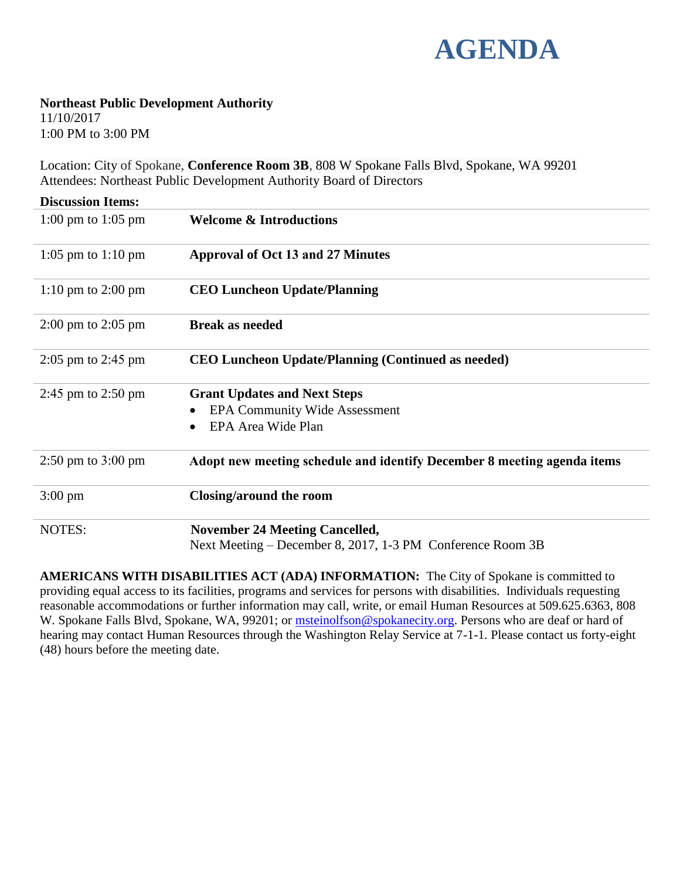# AGENDA

**Northeast Public Development Authority**
11/10/2017
1:00 PM to 3:00 PM

Location: City of Spokane, **Conference Room 3B**, 808 W Spokane Falls Blvd, Spokane, WA 99201
Attendees: Northeast Public Development Authority Board of Directors

**Discussion Items:**

| | |
|---|---|
| 1:00 pm to 1:05 pm | **Welcome & Introductions** |
| 1:05 pm to 1:10 pm | **Approval of Oct 13 and 27 Minutes** |
| 1:10 pm to 2:00 pm | **CEO Luncheon Update/Planning** |
| 2:00 pm to 2:05 pm | **Break as needed** |
| 2:05 pm to 2:45 pm | **CEO Luncheon Update/Planning (Continued as needed)** |
| 2:45 pm to 2:50 pm | **Grant Updates and Next Steps**<br>• EPA Community Wide Assessment<br>• EPA Area Wide Plan |
| 2:50 pm to 3:00 pm | **Adopt new meeting schedule and identify December 8 meeting agenda items** |
| 3:00 pm | **Closing/around the room** |
| NOTES: | **November 24 Meeting Cancelled,**<br>Next Meeting – December 8, 2017, 1-3 PM Conference Room 3B |

**AMERICANS WITH DISABILITIES ACT (ADA) INFORMATION:** The City of Spokane is committed to providing equal access to its facilities, programs and services for persons with disabilities. Individuals requesting reasonable accommodations or further information may call, write, or email Human Resources at 509.625.6363, 808 W. Spokane Falls Blvd, Spokane, WA, 99201; or msteinolfson@spokanecity.org. Persons who are deaf or hard of hearing may contact Human Resources through the Washington Relay Service at 7-1-1. Please contact us forty-eight (48) hours before the meeting date.